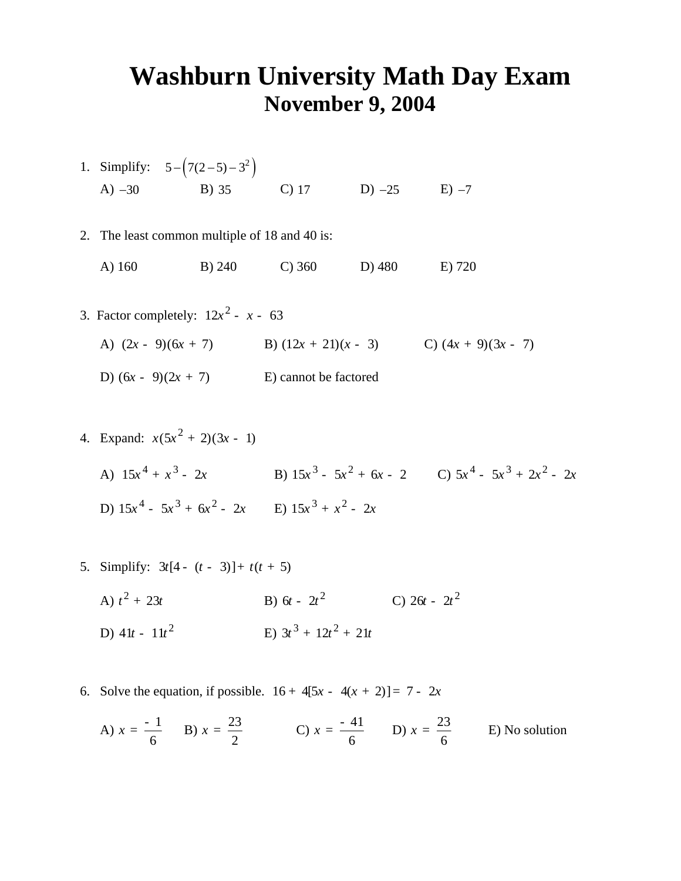# Washburn University Math Day Exam

## November 9, 2004

1. Simplify: $5-\left(7(2-5)-3^{2}\right)$

   A) $-30$ B) $35$ C) $17$ D) $-25$ E) $-7$

2. The least common multiple of 18 and 40 is:

   A) 160 B) 240 C) 360 D) 480 E) 720

3. Factor completely: $12x^{2} - x - 63$

   A) $(2x - 9)(6x + 7)$ B) $(12x + 21)(x - 3)$ C) $(4x + 9)(3x - 7)$

   D) $(6x - 9)(2x + 7)$ E) cannot be factored

4. Expand: $x(5x^{2} + 2)(3x - 1)$

   A) $15x^{4} + x^{3} - 2x$ B) $15x^{3} - 5x^{2} + 6x - 2$ C) $5x^{4} - 5x^{3} + 2x^{2} - 2x$

   D) $15x^{4} - 5x^{3} + 6x^{2} - 2x$ E) $15x^{3} + x^{2} - 2x$

5. Simplify: $3t[4 - (t - 3)] + t(t + 5)$

   A) $t^{2} + 23t$ B) $6t - 2t^{2}$ C) $26t - 2t^{2}$

   D) $41t - 11t^{2}$ E) $3t^{3} + 12t^{2} + 21t$

6. Solve the equation, if possible. $16 + 4[5x - 4(x + 2)] = 7 - 2x$

   A) $x = \frac{-1}{6}$ B) $x = \frac{23}{2}$ C) $x = \frac{-41}{6}$ D) $x = \frac{23}{6}$ E) No solution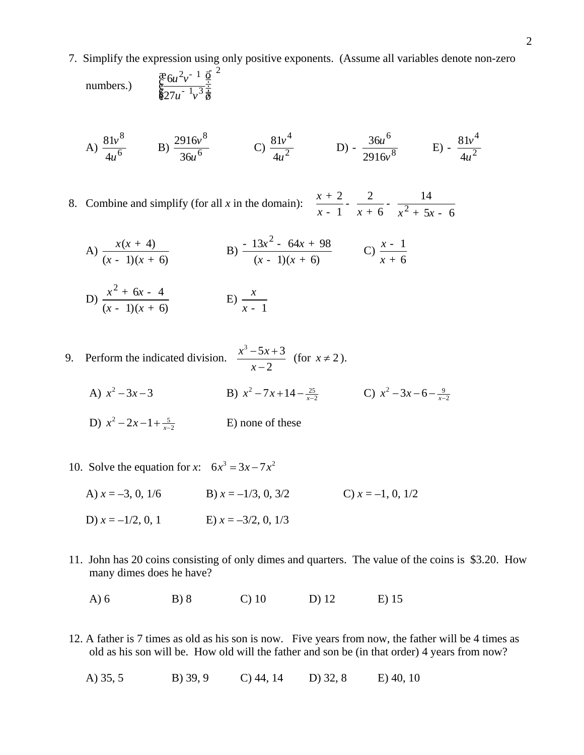7. Simplify the expression using only positive exponents. (Assume all variables denote non-zero numbers.) $\left(\dfrac{6u^2v^{-1}}{27u^{-1}v^3}\right)^{-2}$

A) $\dfrac{81v^8}{4u^6}$ B) $\dfrac{2916v^8}{36u^6}$ C) $\dfrac{81v^4}{4u^2}$ D) $-\dfrac{36u^6}{2916v^8}$ E) $-\dfrac{81v^4}{4u^2}$

8. Combine and simplify (for all *x* in the domain): $\dfrac{x+2}{x-1} - \dfrac{2}{x+6} - \dfrac{14}{x^2+5x-6}$

A) $\dfrac{x(x+4)}{(x-1)(x+6)}$ B) $\dfrac{-13x^2-64x+98}{(x-1)(x+6)}$ C) $\dfrac{x-1}{x+6}$

D) $\dfrac{x^2+6x-4}{(x-1)(x+6)}$ E) $\dfrac{x}{x-1}$

9. Perform the indicated division. $\dfrac{x^3-5x+3}{x-2}$ (for $x \neq 2$).

A) $x^2-3x-3$ B) $x^2-7x+14-\frac{25}{x-2}$ C) $x^2-3x-6-\frac{9}{x-2}$

D) $x^2-2x-1+\frac{5}{x-2}$ E) none of these

10. Solve the equation for *x*: $6x^3 = 3x - 7x^2$

A) $x$ = –3, 0, 1/6 B) $x$ = –1/3, 0, 3/2 C) $x$ = –1, 0, 1/2

D) $x$ = –1/2, 0, 1 E) $x$ = –3/2, 0, 1/3

11. John has 20 coins consisting of only dimes and quarters. The value of the coins is $3.20. How many dimes does he have?

A) 6 B) 8 C) 10 D) 12 E) 15

12. A father is 7 times as old as his son is now. Five years from now, the father will be 4 times as old as his son will be. How old will the father and son be (in that order) 4 years from now?

A) 35, 5 B) 39, 9 C) 44, 14 D) 32, 8 E) 40, 10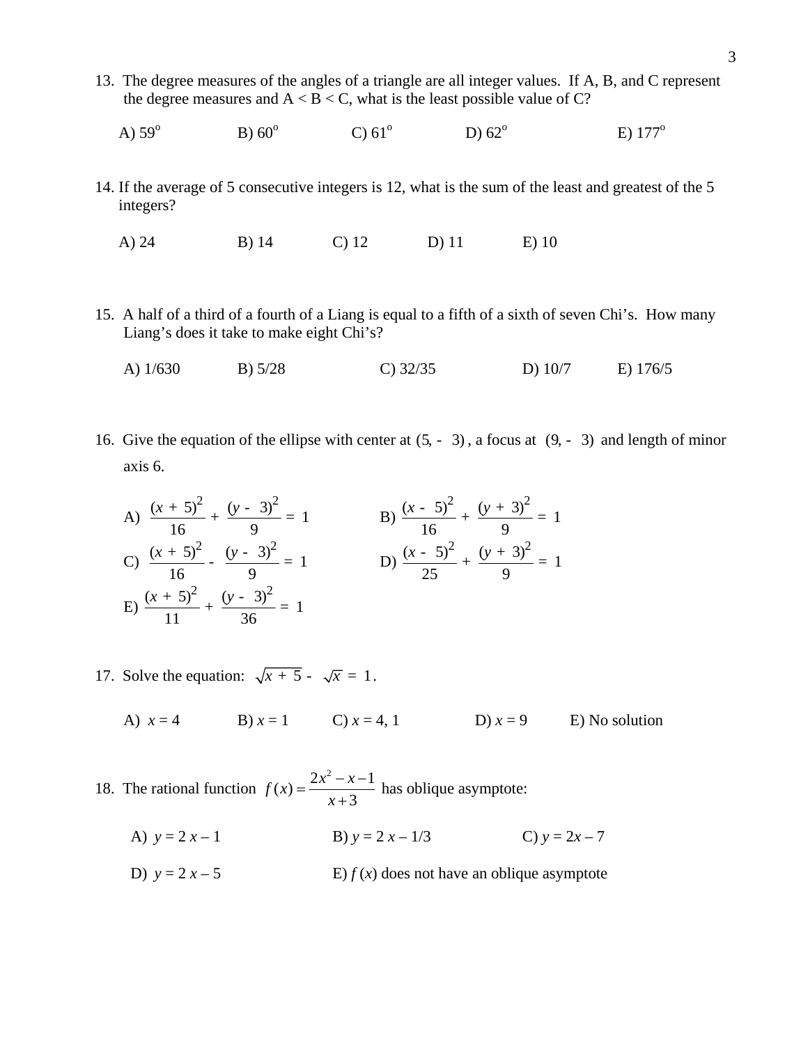13. The degree measures of the angles of a triangle are all integer values. If A, B, and C represent the degree measures and A < B < C, what is the least possible value of C?

A) $59^o$ B) $60^o$ C) $61^o$ D) $62^o$ E) $177^o$

14. If the average of 5 consecutive integers is 12, what is the sum of the least and greatest of the 5 integers?

A) 24 B) 14 C) 12 D) 11 E) 10

15. A half of a third of a fourth of a Liang is equal to a fifth of a sixth of seven Chi's. How many Liang's does it take to make eight Chi's?

A) 1/630 B) 5/28 C) 32/35 D) 10/7 E) 176/5

16. Give the equation of the ellipse with center at $(5, -3)$, a focus at $(9, -3)$ and length of minor axis 6.

A) $\dfrac{(x+5)^2}{16} + \dfrac{(y-3)^2}{9} = 1$

B) $\dfrac{(x-5)^2}{16} + \dfrac{(y+3)^2}{9} = 1$

C) $\dfrac{(x+5)^2}{16} - \dfrac{(y-3)^2}{9} = 1$

D) $\dfrac{(x-5)^2}{25} + \dfrac{(y+3)^2}{9} = 1$

E) $\dfrac{(x+5)^2}{11} + \dfrac{(y-3)^2}{36} = 1$

17. Solve the equation: $\sqrt{x+5} - \sqrt{x} = 1$.

A) $x = 4$ B) $x = 1$ C) $x = 4, 1$ D) $x = 9$ E) No solution

18. The rational function $f(x) = \dfrac{2x^2 - x - 1}{x+3}$ has oblique asymptote:

A) $y = 2x - 1$ B) $y = 2x - 1/3$ C) $y = 2x - 7$

D) $y = 2x - 5$ E) $f(x)$ does not have an oblique asymptote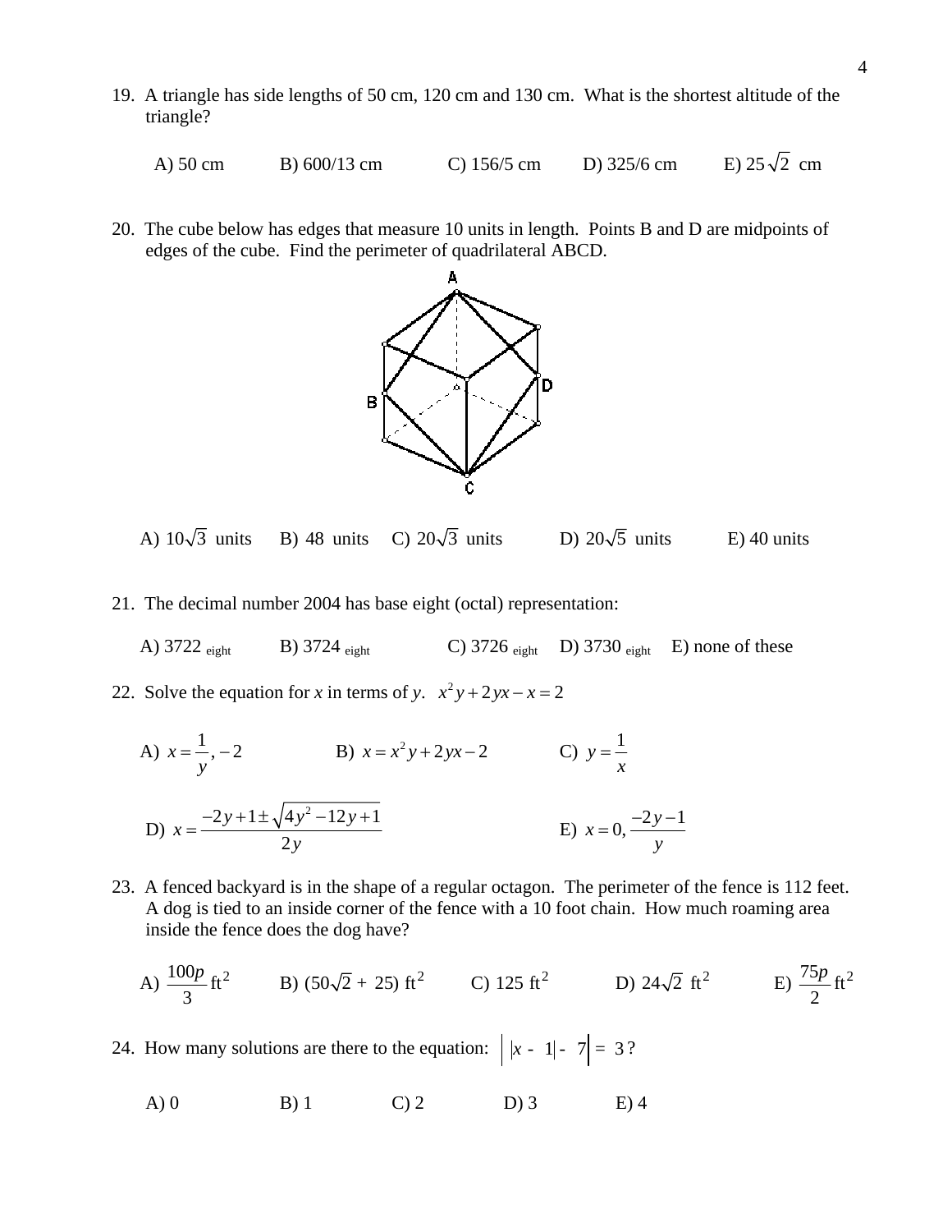19. A triangle has side lengths of 50 cm, 120 cm and 130 cm. What is the shortest altitude of the triangle?

A) 50 cm  B) 600/13 cm  C) 156/5 cm  D) 325/6 cm  E) $25\sqrt{2}$ cm

20. The cube below has edges that measure 10 units in length. Points B and D are midpoints of edges of the cube. Find the perimeter of quadrilateral ABCD.

A) $10\sqrt{3}$ units  B) 48 units  C) $20\sqrt{3}$ units  D) $20\sqrt{5}$ units  E) 40 units

21. The decimal number 2004 has base eight (octal) representation:

A) $3722_{\text{eight}}$  B) $3724_{\text{eight}}$  C) $3726_{\text{eight}}$  D) $3730_{\text{eight}}$  E) none of these

22. Solve the equation for $x$ in terms of $y$. $x^2y + 2yx - x = 2$

A) $x = \frac{1}{y}, -2$  B) $x = x^2y + 2yx - 2$  C) $y = \frac{1}{x}$

D) $x = \frac{-2y+1 \pm \sqrt{4y^2 - 12y + 1}}{2y}$  E) $x = 0, \frac{-2y-1}{y}$

23. A fenced backyard is in the shape of a regular octagon. The perimeter of the fence is 112 feet. A dog is tied to an inside corner of the fence with a 10 foot chain. How much roaming area inside the fence does the dog have?

A) $\frac{100p}{3}$ ft$^2$  B) $(50\sqrt{2} + 25)$ ft$^2$  C) 125 ft$^2$  D) $24\sqrt{2}$ ft$^2$  E) $\frac{75p}{2}$ ft$^2$

24. How many solutions are there to the equation: $\left| |x - 1| - 7 \right| = 3$?

A) 0  B) 1  C) 2  D) 3  E) 4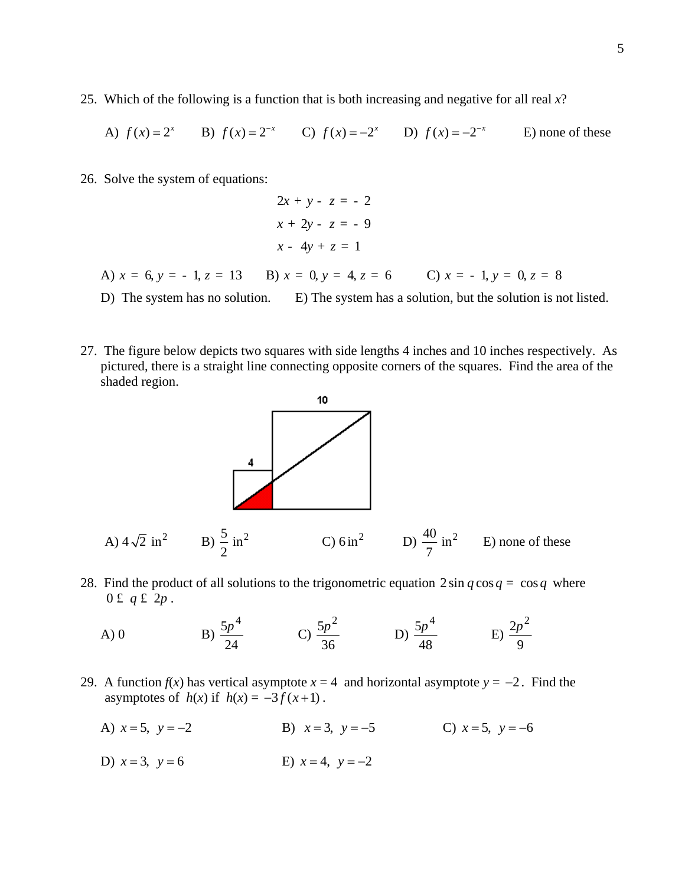25. Which of the following is a function that is both increasing and negative for all real $x$?

A) $f(x) = 2^x$  B) $f(x) = 2^{-x}$  C) $f(x) = -2^x$  D) $f(x) = -2^{-x}$  E) none of these

26. Solve the system of equations:

$$2x + y - z = -2$$
$$x + 2y - z = -9$$
$$x - 4y + z = 1$$

A) $x = 6, y = -1, z = 13$  B) $x = 0, y = 4, z = 6$  C) $x = -1, y = 0, z = 8$

D) The system has no solution.  E) The system has a solution, but the solution is not listed.

27. The figure below depicts two squares with side lengths 4 inches and 10 inches respectively. As pictured, there is a straight line connecting opposite corners of the squares. Find the area of the shaded region.

A) $4\sqrt{2}\ \text{in}^2$  B) $\frac{5}{2}\ \text{in}^2$  C) $6\,\text{in}^2$  D) $\frac{40}{7}\ \text{in}^2$  E) none of these

28. Find the product of all solutions to the trigonometric equation $2\sin\theta\cos\theta = \cos\theta$ where $0 \le \theta \le 2\pi$.

A) 0  B) $\frac{5\pi^4}{24}$  C) $\frac{5\pi^2}{36}$  D) $\frac{5\pi^4}{48}$  E) $\frac{2\pi^2}{9}$

29. A function $f(x)$ has vertical asymptote $x = 4$ and horizontal asymptote $y = -2$. Find the asymptotes of $h(x)$ if $h(x) = -3f(x+1)$.

A) $x = 5,\ y = -2$  B) $x = 3,\ y = -5$  C) $x = 5,\ y = -6$

D) $x = 3,\ y = 6$  E) $x = 4,\ y = -2$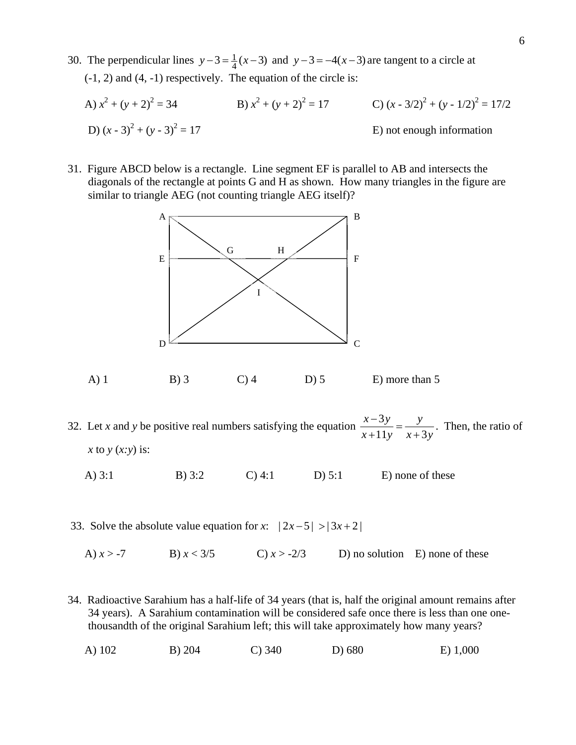30. The perpendicular lines $y-3=\frac{1}{4}(x-3)$ and $y-3=-4(x-3)$ are tangent to a circle at (-1, 2) and (4, -1) respectively. The equation of the circle is:

A) $x^2 + (y + 2)^2 = 34$ B) $x^2 + (y + 2)^2 = 17$ C) $(x - 3/2)^2 + (y - 1/2)^2 = 17/2$

D) $(x - 3)^2 + (y - 3)^2 = 17$ E) not enough information

31. Figure ABCD below is a rectangle. Line segment EF is parallel to AB and intersects the diagonals of the rectangle at points G and H as shown. How many triangles in the figure are similar to triangle AEG (not counting triangle AEG itself)?

A) 1 B) 3 C) 4 D) 5 E) more than 5

32. Let $x$ and $y$ be positive real numbers satisfying the equation $\dfrac{x-3y}{x+11y}=\dfrac{y}{x+3y}$. Then, the ratio of $x$ to $y$ ($x:y$) is:

A) 3:1 B) 3:2 C) 4:1 D) 5:1 E) none of these

33. Solve the absolute value equation for $x$: $|2x-5| > |3x+2|$

A) $x > -7$ B) $x < 3/5$ C) $x > -2/3$ D) no solution E) none of these

34. Radioactive Sarahium has a half-life of 34 years (that is, half the original amount remains after 34 years). A Sarahium contamination will be considered safe once there is less than one one-thousandth of the original Sarahium left; this will take approximately how many years?

A) 102 B) 204 C) 340 D) 680 E) 1,000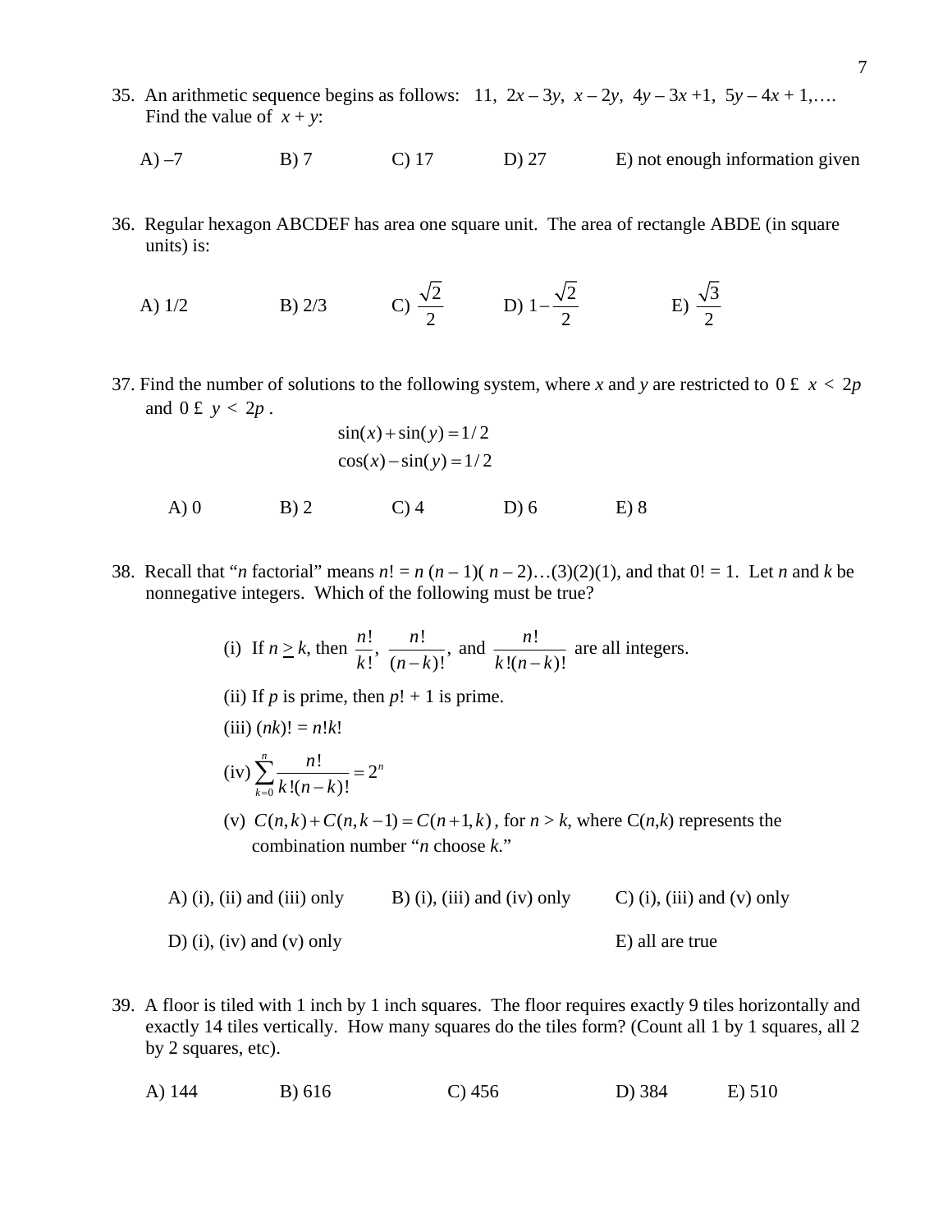35. An arithmetic sequence begins as follows: $11,\ 2x - 3y,\ x - 2y,\ 4y - 3x + 1,\ 5y - 4x + 1, \ldots$ Find the value of $x + y$:

A) –7 B) 7 C) 17 D) 27 E) not enough information given

36. Regular hexagon ABCDEF has area one square unit. The area of rectangle ABDE (in square units) is:

A) 1/2 B) 2/3 C) $\frac{\sqrt{2}}{2}$ D) $1-\frac{\sqrt{2}}{2}$ E) $\frac{\sqrt{3}}{2}$

37. Find the number of solutions to the following system, where $x$ and $y$ are restricted to $0 \le x < 2\pi$ and $0 \le y < 2\pi$.

$$\sin(x) + \sin(y) = 1/2$$
$$\cos(x) - \sin(y) = 1/2$$

A) 0 B) 2 C) 4 D) 6 E) 8

38. Recall that "*n* factorial" means $n! = n\,(n-1)(n-2)\ldots(3)(2)(1)$, and that $0! = 1$. Let $n$ and $k$ be nonnegative integers. Which of the following must be true?

(i) If $n \geq k$, then $\frac{n!}{k!}$, $\frac{n!}{(n-k)!}$, and $\frac{n!}{k!(n-k)!}$ are all integers.

(ii) If $p$ is prime, then $p! + 1$ is prime.

(iii) $(nk)! = n!k!$

(iv) $\sum_{k=0}^{n} \frac{n!}{k!(n-k)!} = 2^n$

(v) $C(n,k) + C(n,k-1) = C(n+1,k)$, for $n > k$, where $C(n,k)$ represents the combination number "*n* choose *k*."

A) (i), (ii) and (iii) only B) (i), (iii) and (iv) only C) (i), (iii) and (v) only

D) (i), (iv) and (v) only E) all are true

39. A floor is tiled with 1 inch by 1 inch squares. The floor requires exactly 9 tiles horizontally and exactly 14 tiles vertically. How many squares do the tiles form? (Count all 1 by 1 squares, all 2 by 2 squares, etc).

A) 144 B) 616 C) 456 D) 384 E) 510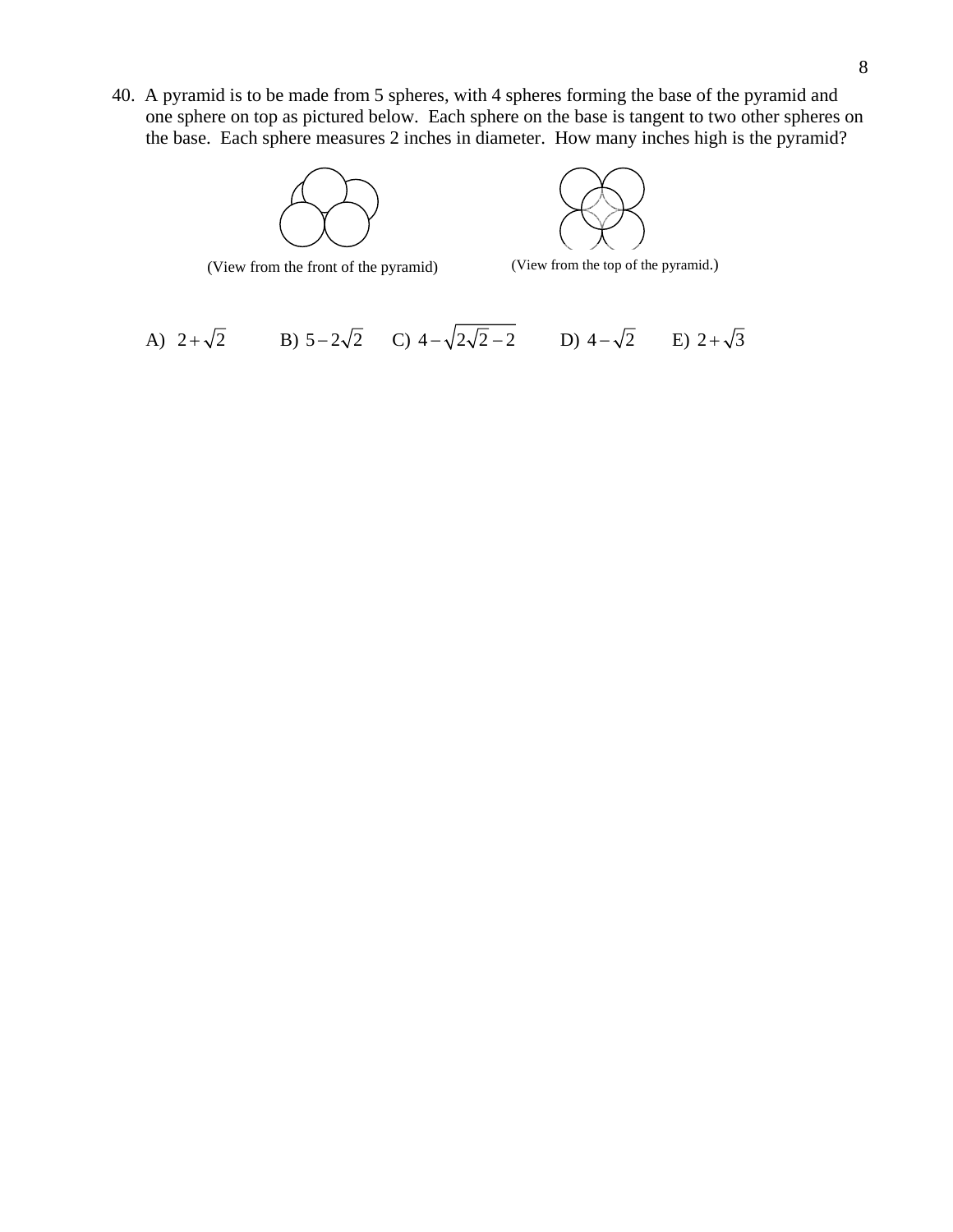40. A pyramid is to be made from 5 spheres, with 4 spheres forming the base of the pyramid and one sphere on top as pictured below. Each sphere on the base is tangent to two other spheres on the base. Each sphere measures 2 inches in diameter. How many inches high is the pyramid?

(View from the front of the pyramid)

(View from the top of the pyramid.)

A) $2+\sqrt{2}$ B) $5-2\sqrt{2}$ C) $4-\sqrt{2\sqrt{2}-2}$ D) $4-\sqrt{2}$ E) $2+\sqrt{3}$